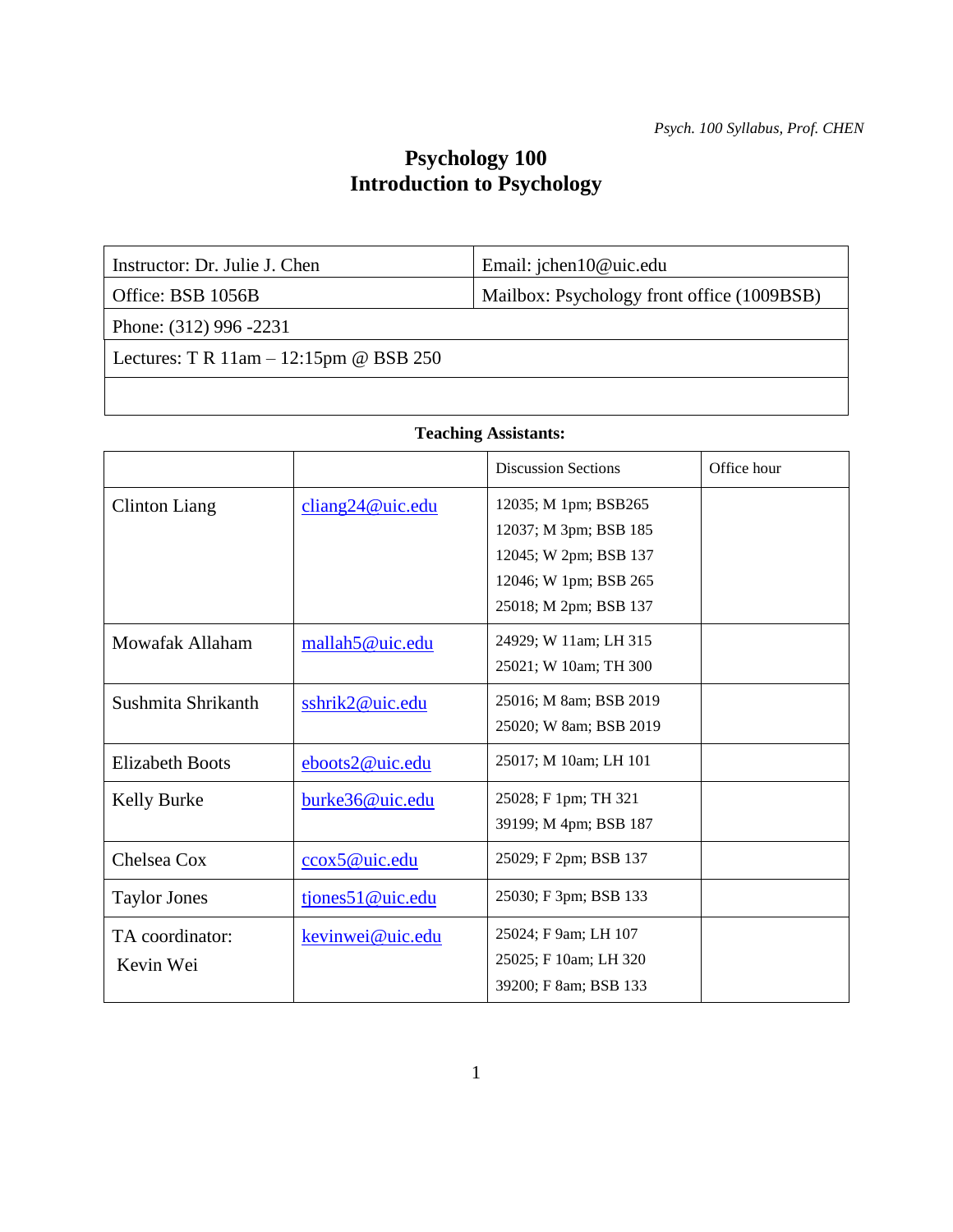# Psychology 100
# Introduction to Psychology

| Instructor: Dr. Julie J. Chen | Email: jchen10@uic.edu |
|---|---|
| Office: BSB 1056B | Mailbox: Psychology front office (1009BSB) |
| Phone: (312) 996 -2231 | |
| Lectures: T R 11am – 12:15pm @ BSB 250 | |
| | |

**Teaching Assistants:**

| | | Discussion Sections | Office hour |
|---|---|---|---|
| Clinton Liang | cliang24@uic.edu | 12035; M 1pm; BSB265<br>12037; M 3pm; BSB 185<br>12045; W 2pm; BSB 137<br>12046; W 1pm; BSB 265<br>25018; M 2pm; BSB 137 | |
| Mowafak Allaham | mallah5@uic.edu | 24929; W 11am; LH 315<br>25021; W 10am; TH 300 | |
| Sushmita Shrikanth | sshrik2@uic.edu | 25016; M 8am; BSB 2019<br>25020; W 8am; BSB 2019 | |
| Elizabeth Boots | eboots2@uic.edu | 25017; M 10am; LH 101 | |
| Kelly Burke | burke36@uic.edu | 25028; F 1pm; TH 321<br>39199; M 4pm; BSB 187 | |
| Chelsea Cox | ccox5@uic.edu | 25029; F 2pm; BSB 137 | |
| Taylor Jones | tjones51@uic.edu | 25030; F 3pm; BSB 133 | |
| TA coordinator:<br>Kevin Wei | kevinwei@uic.edu | 25024; F 9am; LH 107<br>25025; F 10am; LH 320<br>39200; F 8am; BSB 133 | |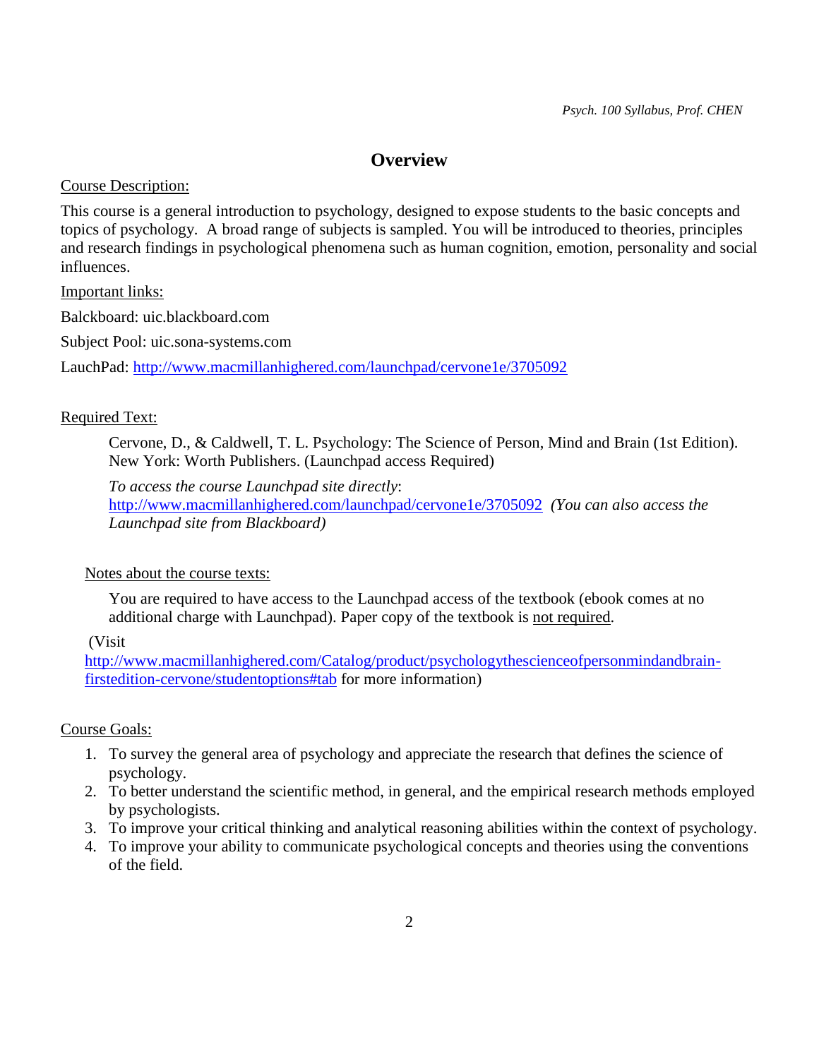# Overview

Course Description:

This course is a general introduction to psychology, designed to expose students to the basic concepts and topics of psychology. A broad range of subjects is sampled. You will be introduced to theories, principles and research findings in psychological phenomena such as human cognition, emotion, personality and social influences.

Important links:

Balckboard: uic.blackboard.com

Subject Pool: uic.sona-systems.com

LauchPad: http://www.macmillanhighered.com/launchpad/cervone1e/3705092

Required Text:

Cervone, D., & Caldwell, T. L. Psychology: The Science of Person, Mind and Brain (1st Edition). New York: Worth Publishers. (Launchpad access Required)

*To access the course Launchpad site directly*: http://www.macmillanhighered.com/launchpad/cervone1e/3705092 *(You can also access the Launchpad site from Blackboard)*

Notes about the course texts:

You are required to have access to the Launchpad access of the textbook (ebook comes at no additional charge with Launchpad). Paper copy of the textbook is not required.

(Visit http://www.macmillanhighered.com/Catalog/product/psychologythescienceofpersonmindandbrain-firstedition-cervone/studentoptions#tab for more information)

Course Goals:

1. To survey the general area of psychology and appreciate the research that defines the science of psychology.
2. To better understand the scientific method, in general, and the empirical research methods employed by psychologists.
3. To improve your critical thinking and analytical reasoning abilities within the context of psychology.
4. To improve your ability to communicate psychological concepts and theories using the conventions of the field.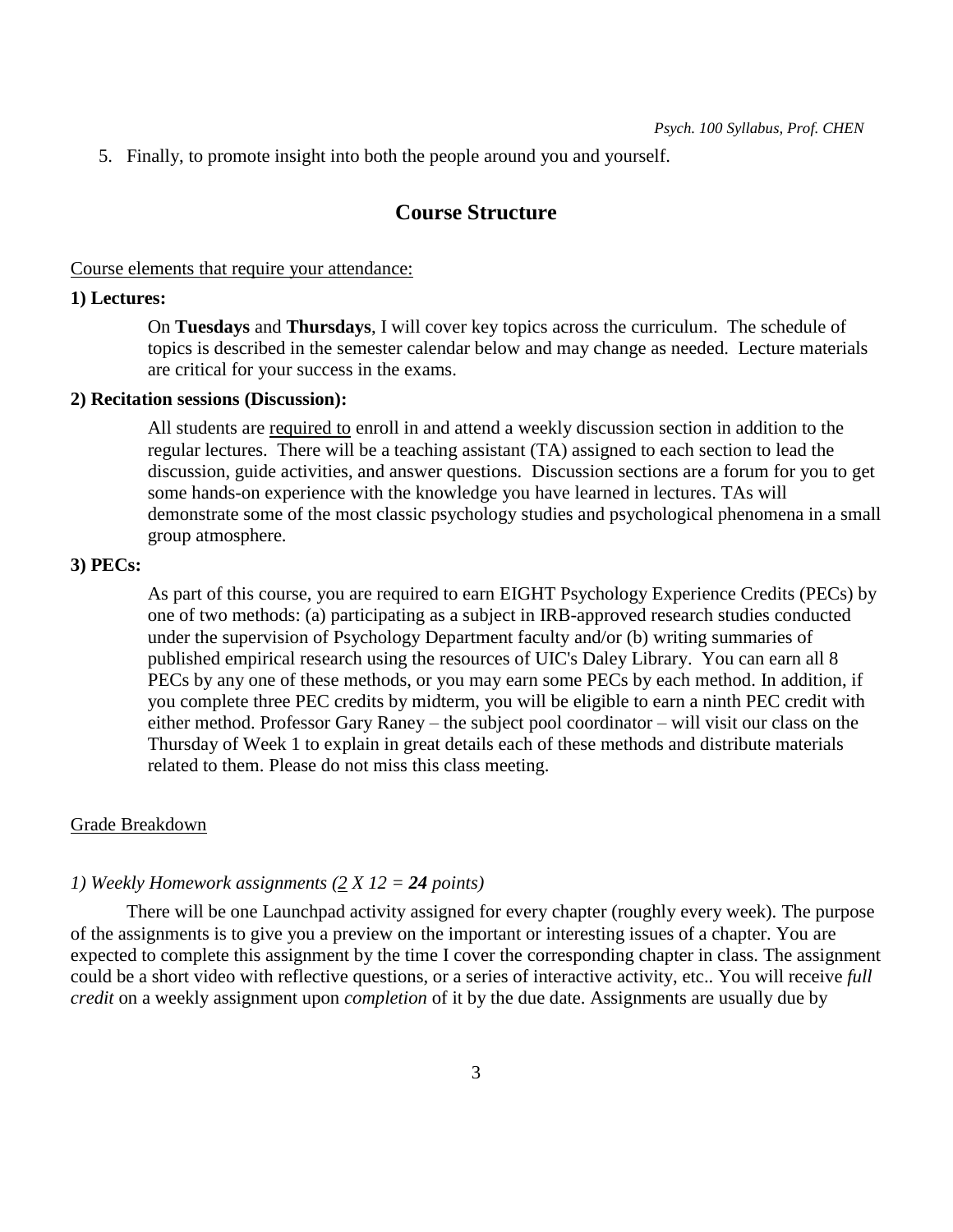5. Finally, to promote insight into both the people around you and yourself.

## Course Structure

Course elements that require your attendance:

**1) Lectures:**

On **Tuesdays** and **Thursdays**, I will cover key topics across the curriculum. The schedule of topics is described in the semester calendar below and may change as needed. Lecture materials are critical for your success in the exams.

**2) Recitation sessions (Discussion):**

All students are required to enroll in and attend a weekly discussion section in addition to the regular lectures. There will be a teaching assistant (TA) assigned to each section to lead the discussion, guide activities, and answer questions. Discussion sections are a forum for you to get some hands-on experience with the knowledge you have learned in lectures. TAs will demonstrate some of the most classic psychology studies and psychological phenomena in a small group atmosphere.

**3) PECs:**

As part of this course, you are required to earn EIGHT Psychology Experience Credits (PECs) by one of two methods: (a) participating as a subject in IRB-approved research studies conducted under the supervision of Psychology Department faculty and/or (b) writing summaries of published empirical research using the resources of UIC's Daley Library. You can earn all 8 PECs by any one of these methods, or you may earn some PECs by each method. In addition, if you complete three PEC credits by midterm, you will be eligible to earn a ninth PEC credit with either method. Professor Gary Raney – the subject pool coordinator – will visit our class on the Thursday of Week 1 to explain in great details each of these methods and distribute materials related to them. Please do not miss this class meeting.

Grade Breakdown

*1) Weekly Homework assignments (2 X 12 = **24** points)*

There will be one Launchpad activity assigned for every chapter (roughly every week). The purpose of the assignments is to give you a preview on the important or interesting issues of a chapter. You are expected to complete this assignment by the time I cover the corresponding chapter in class. The assignment could be a short video with reflective questions, or a series of interactive activity, etc.. You will receive *full credit* on a weekly assignment upon *completion* of it by the due date. Assignments are usually due by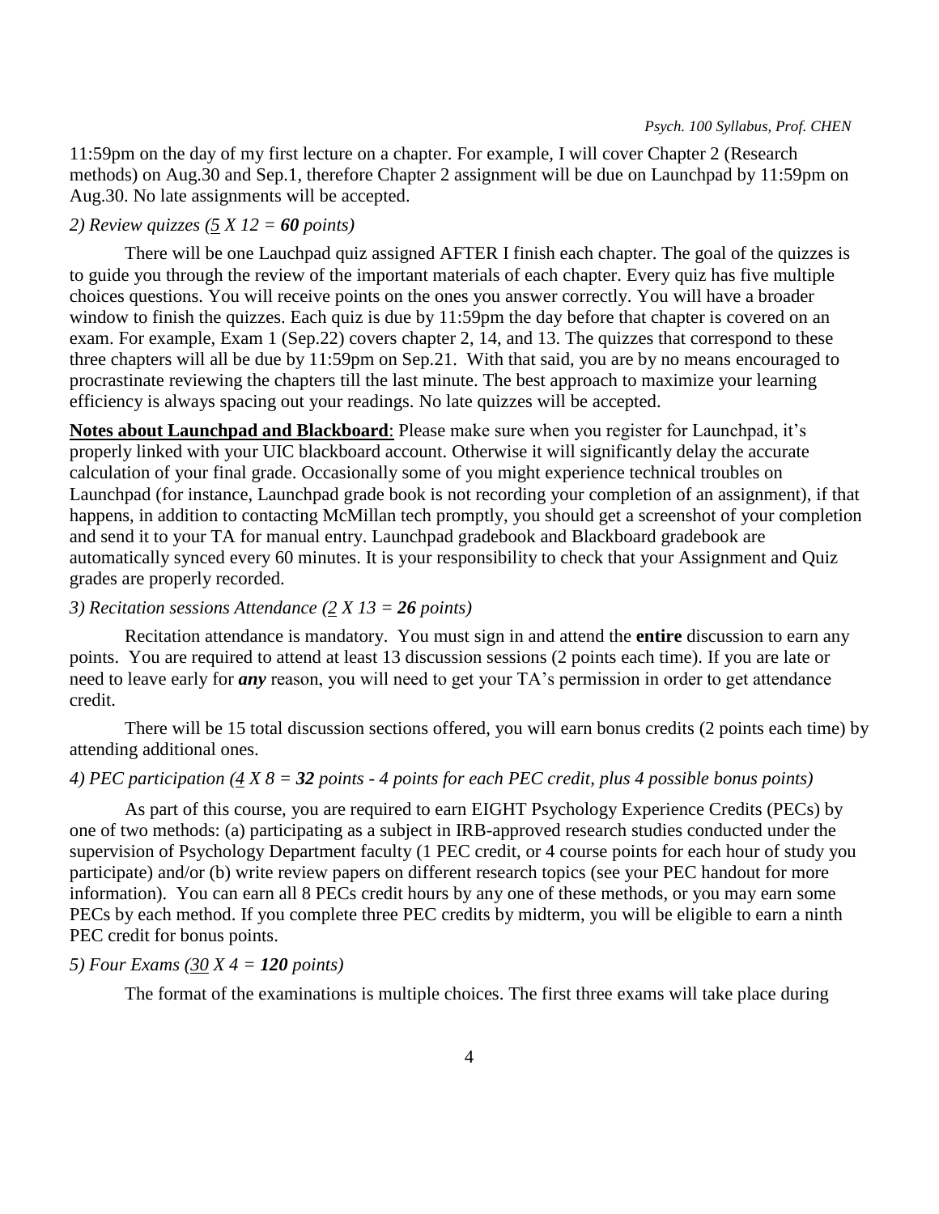11:59pm on the day of my first lecture on a chapter. For example, I will cover Chapter 2 (Research methods) on Aug.30 and Sep.1, therefore Chapter 2 assignment will be due on Launchpad by 11:59pm on Aug.30. No late assignments will be accepted.

*2) Review quizzes (5 X 12 = **60** points)*

There will be one Lauchpad quiz assigned AFTER I finish each chapter. The goal of the quizzes is to guide you through the review of the important materials of each chapter. Every quiz has five multiple choices questions. You will receive points on the ones you answer correctly. You will have a broader window to finish the quizzes. Each quiz is due by 11:59pm the day before that chapter is covered on an exam. For example, Exam 1 (Sep.22) covers chapter 2, 14, and 13. The quizzes that correspond to these three chapters will all be due by 11:59pm on Sep.21. With that said, you are by no means encouraged to procrastinate reviewing the chapters till the last minute. The best approach to maximize your learning efficiency is always spacing out your readings. No late quizzes will be accepted.

**Notes about Launchpad and Blackboard**: Please make sure when you register for Launchpad, it's properly linked with your UIC blackboard account. Otherwise it will significantly delay the accurate calculation of your final grade. Occasionally some of you might experience technical troubles on Launchpad (for instance, Launchpad grade book is not recording your completion of an assignment), if that happens, in addition to contacting McMillan tech promptly, you should get a screenshot of your completion and send it to your TA for manual entry. Launchpad gradebook and Blackboard gradebook are automatically synced every 60 minutes. It is your responsibility to check that your Assignment and Quiz grades are properly recorded.

*3) Recitation sessions Attendance (2 X 13 = **26** points)*

Recitation attendance is mandatory. You must sign in and attend the **entire** discussion to earn any points. You are required to attend at least 13 discussion sessions (2 points each time). If you are late or need to leave early for ***any*** reason, you will need to get your TA's permission in order to get attendance credit.

There will be 15 total discussion sections offered, you will earn bonus credits (2 points each time) by attending additional ones.

*4) PEC participation (4 X 8 = **32** points - 4 points for each PEC credit, plus 4 possible bonus points)*

As part of this course, you are required to earn EIGHT Psychology Experience Credits (PECs) by one of two methods: (a) participating as a subject in IRB-approved research studies conducted under the supervision of Psychology Department faculty (1 PEC credit, or 4 course points for each hour of study you participate) and/or (b) write review papers on different research topics (see your PEC handout for more information). You can earn all 8 PECs credit hours by any one of these methods, or you may earn some PECs by each method. If you complete three PEC credits by midterm, you will be eligible to earn a ninth PEC credit for bonus points.

*5) Four Exams (30 X 4 = **120** points)*

The format of the examinations is multiple choices. The first three exams will take place during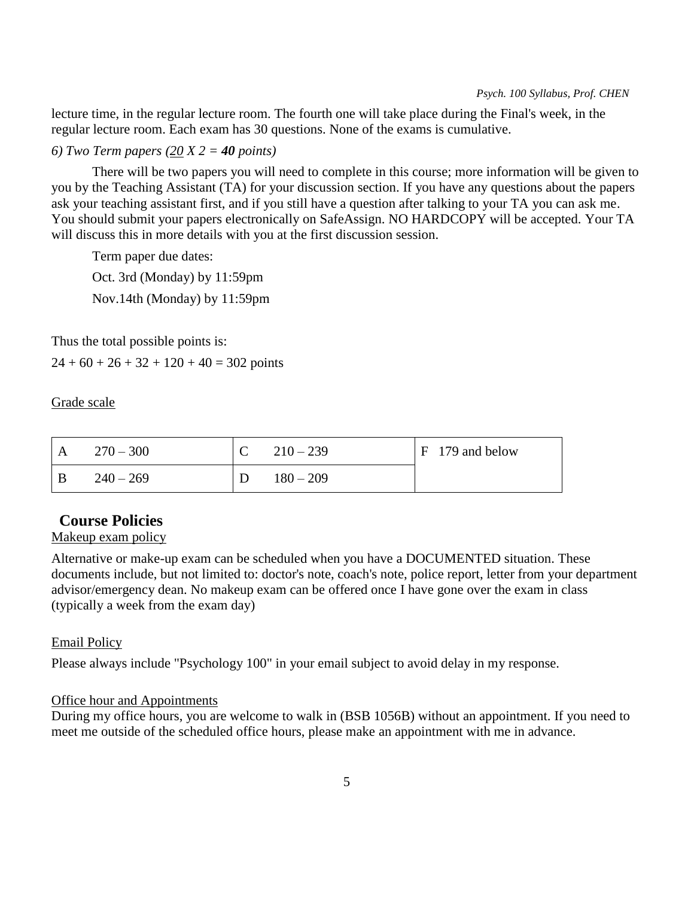lecture time, in the regular lecture room. The fourth one will take place during the Final's week, in the regular lecture room. Each exam has 30 questions. None of the exams is cumulative.

*6) Two Term papers (<u>20</u> X 2 = **40** points)*

There will be two papers you will need to complete in this course; more information will be given to you by the Teaching Assistant (TA) for your discussion section. If you have any questions about the papers ask your teaching assistant first, and if you still have a question after talking to your TA you can ask me. You should submit your papers electronically on SafeAssign. NO HARDCOPY will be accepted. Your TA will discuss this in more details with you at the first discussion session.

Term paper due dates:

Oct. 3rd (Monday) by 11:59pm

Nov.14th (Monday) by 11:59pm

Thus the total possible points is:

24 + 60 + 26 + 32 + 120 + 40 = 302 points

<u>Grade scale</u>

| A 270 – 300 | C 210 – 239 | F 179 and below |
|---|---|---|
| B 240 – 269 | D 180 – 209 | |

## Course Policies

<u>Makeup exam policy</u>

Alternative or make-up exam can be scheduled when you have a DOCUMENTED situation. These documents include, but not limited to: doctor's note, coach's note, police report, letter from your department advisor/emergency dean. No makeup exam can be offered once I have gone over the exam in class (typically a week from the exam day)

<u>Email Policy</u>

Please always include "Psychology 100" in your email subject to avoid delay in my response.

<u>Office hour and Appointments</u>

During my office hours, you are welcome to walk in (BSB 1056B) without an appointment. If you need to meet me outside of the scheduled office hours, please make an appointment with me in advance.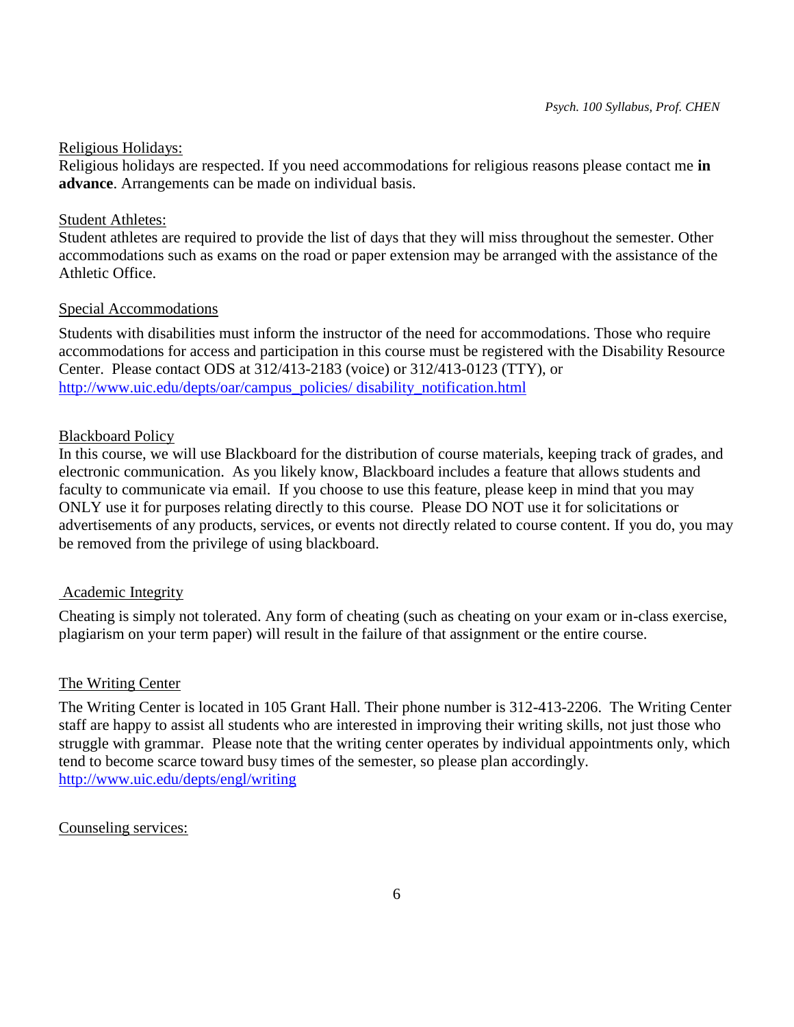## Religious Holidays:

Religious holidays are respected. If you need accommodations for religious reasons please contact me **in advance**. Arrangements can be made on individual basis.

## Student Athletes:

Student athletes are required to provide the list of days that they will miss throughout the semester. Other accommodations such as exams on the road or paper extension may be arranged with the assistance of the Athletic Office.

## Special Accommodations

Students with disabilities must inform the instructor of the need for accommodations. Those who require accommodations for access and participation in this course must be registered with the Disability Resource Center. Please contact ODS at 312/413-2183 (voice) or 312/413-0123 (TTY), or http://www.uic.edu/depts/oar/campus_policies/ disability_notification.html

## Blackboard Policy

In this course, we will use Blackboard for the distribution of course materials, keeping track of grades, and electronic communication. As you likely know, Blackboard includes a feature that allows students and faculty to communicate via email. If you choose to use this feature, please keep in mind that you may ONLY use it for purposes relating directly to this course. Please DO NOT use it for solicitations or advertisements of any products, services, or events not directly related to course content. If you do, you may be removed from the privilege of using blackboard.

## Academic Integrity

Cheating is simply not tolerated. Any form of cheating (such as cheating on your exam or in-class exercise, plagiarism on your term paper) will result in the failure of that assignment or the entire course.

## The Writing Center

The Writing Center is located in 105 Grant Hall. Their phone number is 312-413-2206. The Writing Center staff are happy to assist all students who are interested in improving their writing skills, not just those who struggle with grammar. Please note that the writing center operates by individual appointments only, which tend to become scarce toward busy times of the semester, so please plan accordingly.
http://www.uic.edu/depts/engl/writing

## Counseling services: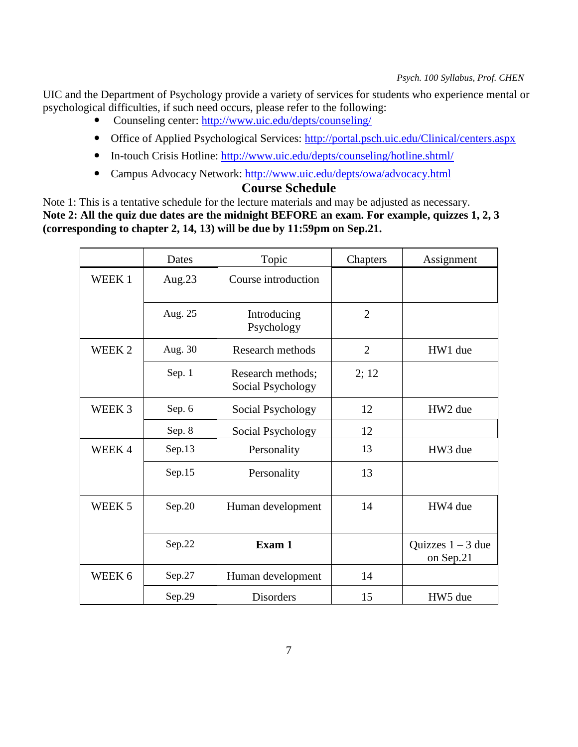UIC and the Department of Psychology provide a variety of services for students who experience mental or psychological difficulties, if such need occurs, please refer to the following:

- Counseling center: http://www.uic.edu/depts/counseling/
- Office of Applied Psychological Services: http://portal.psch.uic.edu/Clinical/centers.aspx
- In-touch Crisis Hotline: http://www.uic.edu/depts/counseling/hotline.shtml/
- Campus Advocacy Network: http://www.uic.edu/depts/owa/advocacy.html

## Course Schedule

Note 1: This is a tentative schedule for the lecture materials and may be adjusted as necessary.
**Note 2: All the quiz due dates are the midnight BEFORE an exam. For example, quizzes 1, 2, 3 (corresponding to chapter 2, 14, 13) will be due by 11:59pm on Sep.21.**

| | Dates | Topic | Chapters | Assignment |
|---|---|---|---|---|
| WEEK 1 | Aug.23 | Course introduction | | |
| | Aug. 25 | Introducing Psychology | 2 | |
| WEEK 2 | Aug. 30 | Research methods | 2 | HW1 due |
| | Sep. 1 | Research methods; Social Psychology | 2; 12 | |
| WEEK 3 | Sep. 6 | Social Psychology | 12 | HW2 due |
| | Sep. 8 | Social Psychology | 12 | |
| WEEK 4 | Sep.13 | Personality | 13 | HW3 due |
| | Sep.15 | Personality | 13 | |
| WEEK 5 | Sep.20 | Human development | 14 | HW4 due |
| | Sep.22 | **Exam 1** | | Quizzes 1 – 3 due on Sep.21 |
| WEEK 6 | Sep.27 | Human development | 14 | |
| | Sep.29 | Disorders | 15 | HW5 due |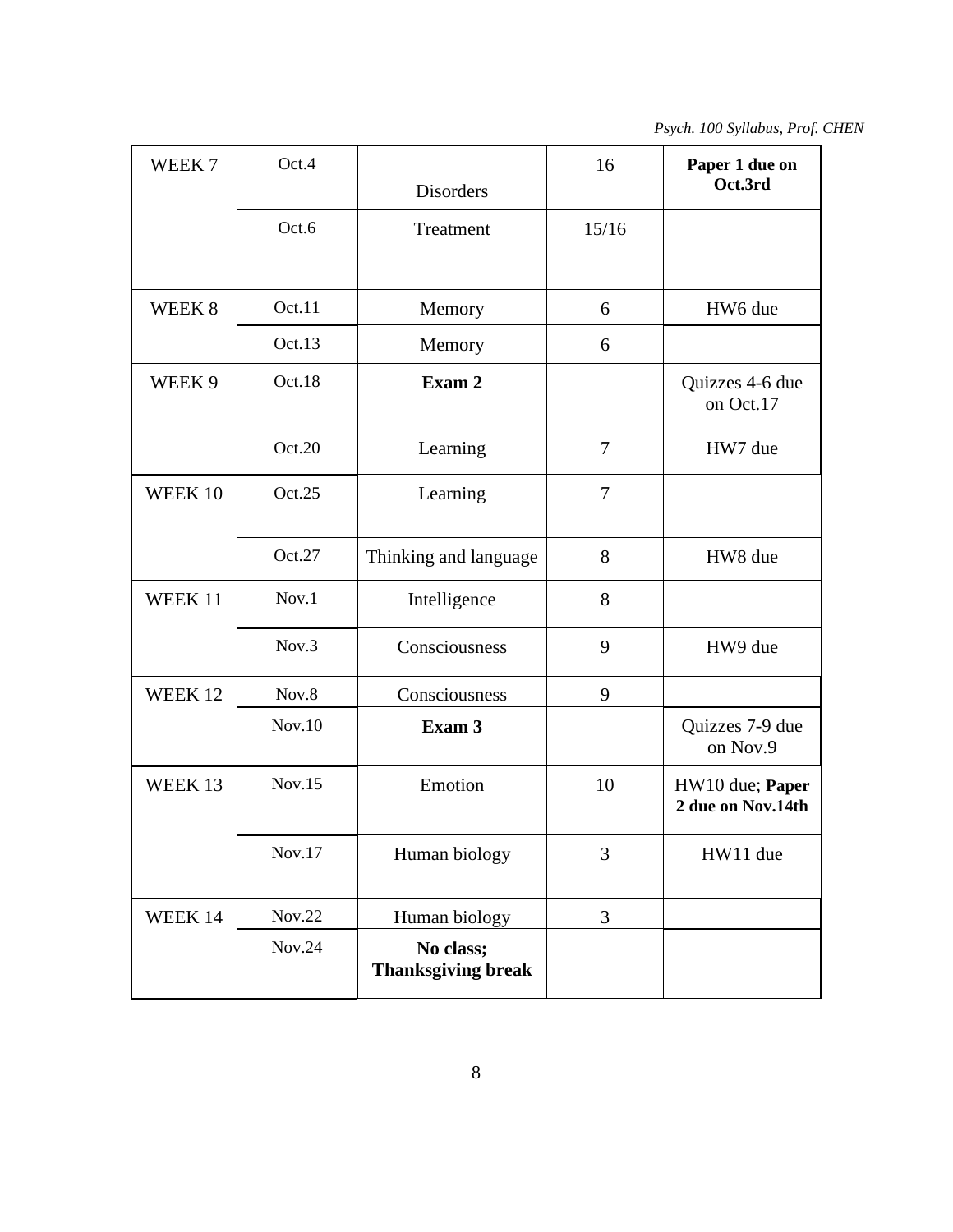| | | | | |
|---|---|---|---|---|
| WEEK 7 | Oct.4 | Disorders | 16 | **Paper 1 due on Oct.3rd** |
| | Oct.6 | Treatment | 15/16 | |
| WEEK 8 | Oct.11 | Memory | 6 | HW6 due |
| | Oct.13 | Memory | 6 | |
| WEEK 9 | Oct.18 | **Exam 2** | | Quizzes 4-6 due on Oct.17 |
| | Oct.20 | Learning | 7 | HW7 due |
| WEEK 10 | Oct.25 | Learning | 7 | |
| | Oct.27 | Thinking and language | 8 | HW8 due |
| WEEK 11 | Nov.1 | Intelligence | 8 | |
| | Nov.3 | Consciousness | 9 | HW9 due |
| WEEK 12 | Nov.8 | Consciousness | 9 | |
| | Nov.10 | **Exam 3** | | Quizzes 7-9 due on Nov.9 |
| WEEK 13 | Nov.15 | Emotion | 10 | HW10 due; **Paper 2 due on Nov.14th** |
| | Nov.17 | Human biology | 3 | HW11 due |
| WEEK 14 | Nov.22 | Human biology | 3 | |
| | Nov.24 | **No class; Thanksgiving break** | | |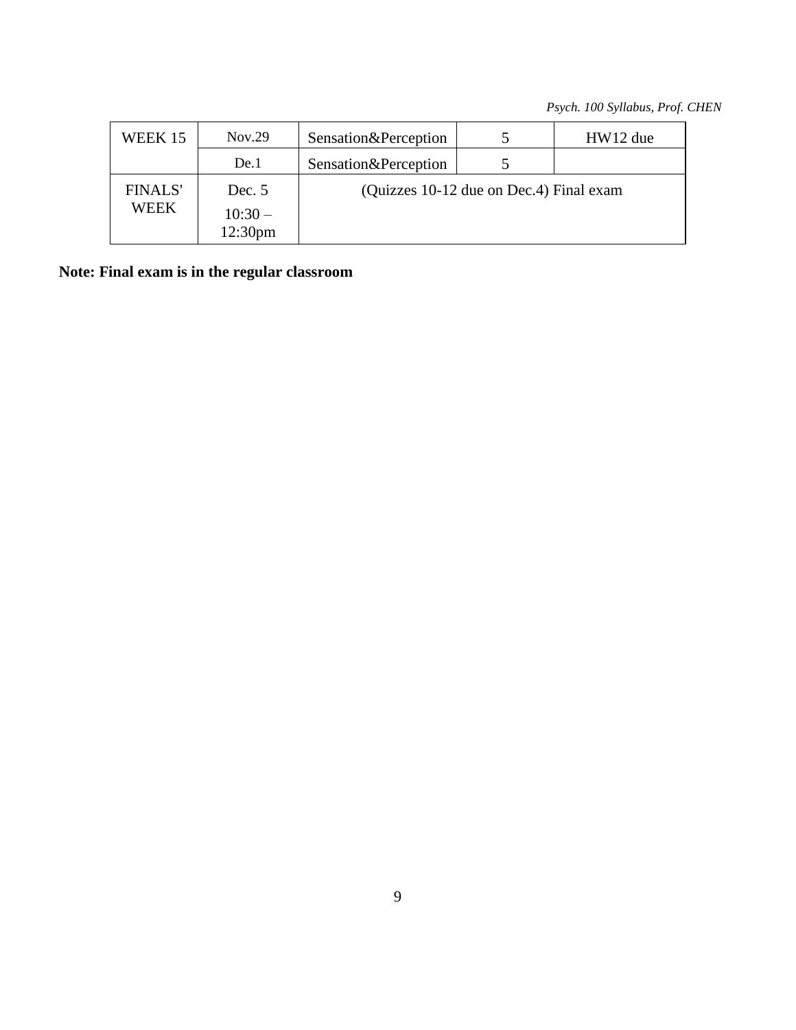| | | | | |
|---|---|---|---|---|
| WEEK 15 | Nov.29 | Sensation&Perception | 5 | HW12 due |
| | De.1 | Sensation&Perception | 5 | |
| FINALS' WEEK | Dec. 5 10:30 – 12:30pm | (Quizzes 10-12 due on Dec.4) Final exam | | |

**Note: Final exam is in the regular classroom**